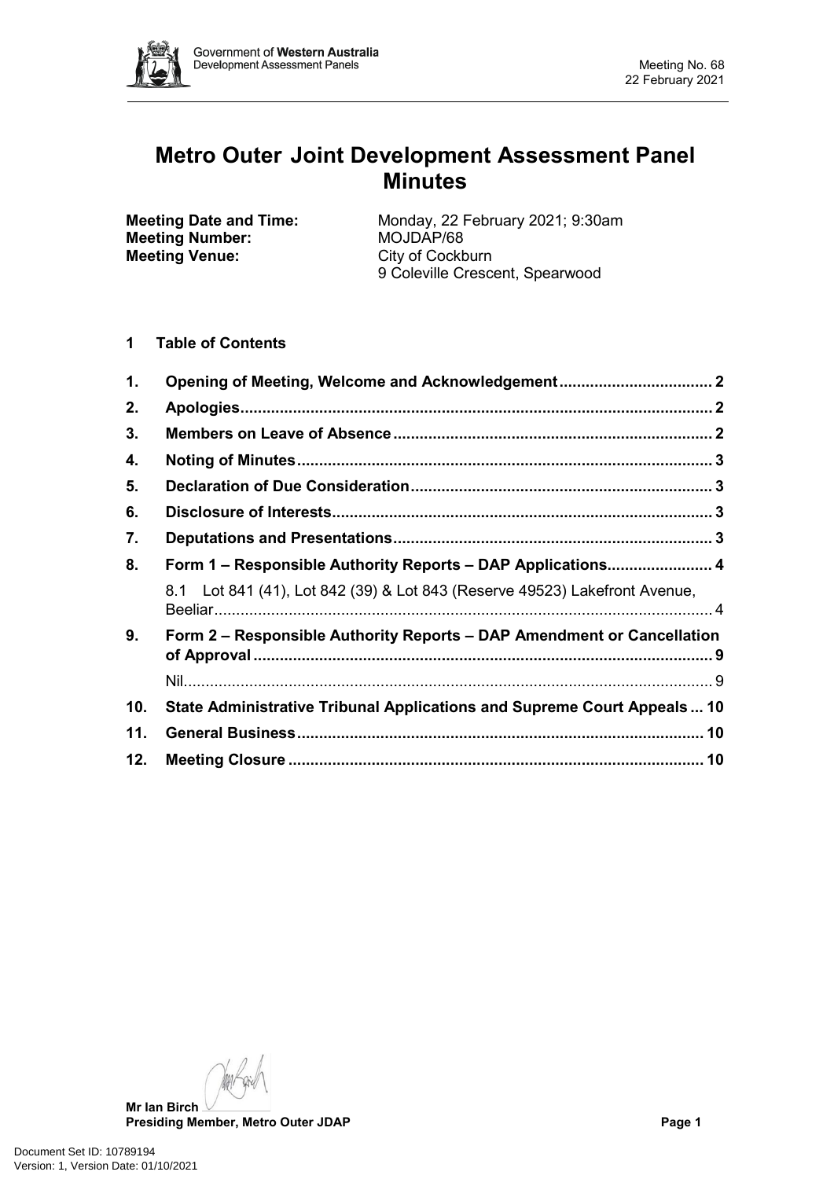# Metro Outer Joint Development Assessment Panel Minutes

**Meeting Date and Time:** Monday, 22 February 2021; 9:30am
**Meeting Number:** MOJDAP/68
**Meeting Venue:** City of Cockburn
9 Coleville Crescent, Spearwood

## 1 Table of Contents

1. **Opening of Meeting, Welcome and Acknowledgement** .................................. 2
2. **Apologies** .................................................................................................. 2
3. **Members on Leave of Absence** ..................................................................... 2
4. **Noting of Minutes** ...................................................................................... 3
5. **Declaration of Due Consideration** ............................................................... 3
6. **Disclosure of Interests** ................................................................................ 3
7. **Deputations and Presentations** ................................................................... 3
8. **Form 1 – Responsible Authority Reports – DAP Applications** ........................ 4
   8.1 Lot 841 (41), Lot 842 (39) & Lot 843 (Reserve 49523) Lakefront Avenue, Beeliar ........................................................................................................ 4
9. **Form 2 – Responsible Authority Reports – DAP Amendment or Cancellation of Approval** ....................................................................................................... 9
   Nil ................................................................................................................... 9
10. **State Administrative Tribunal Applications and Supreme Court Appeals** ... 10
11. **General Business** ........................................................................................ 10
12. **Meeting Closure** .......................................................................................... 10

**Mr Ian Birch**
**Presiding Member, Metro Outer JDAP**

Document Set ID: 10789194
Version: 1, Version Date: 01/10/2021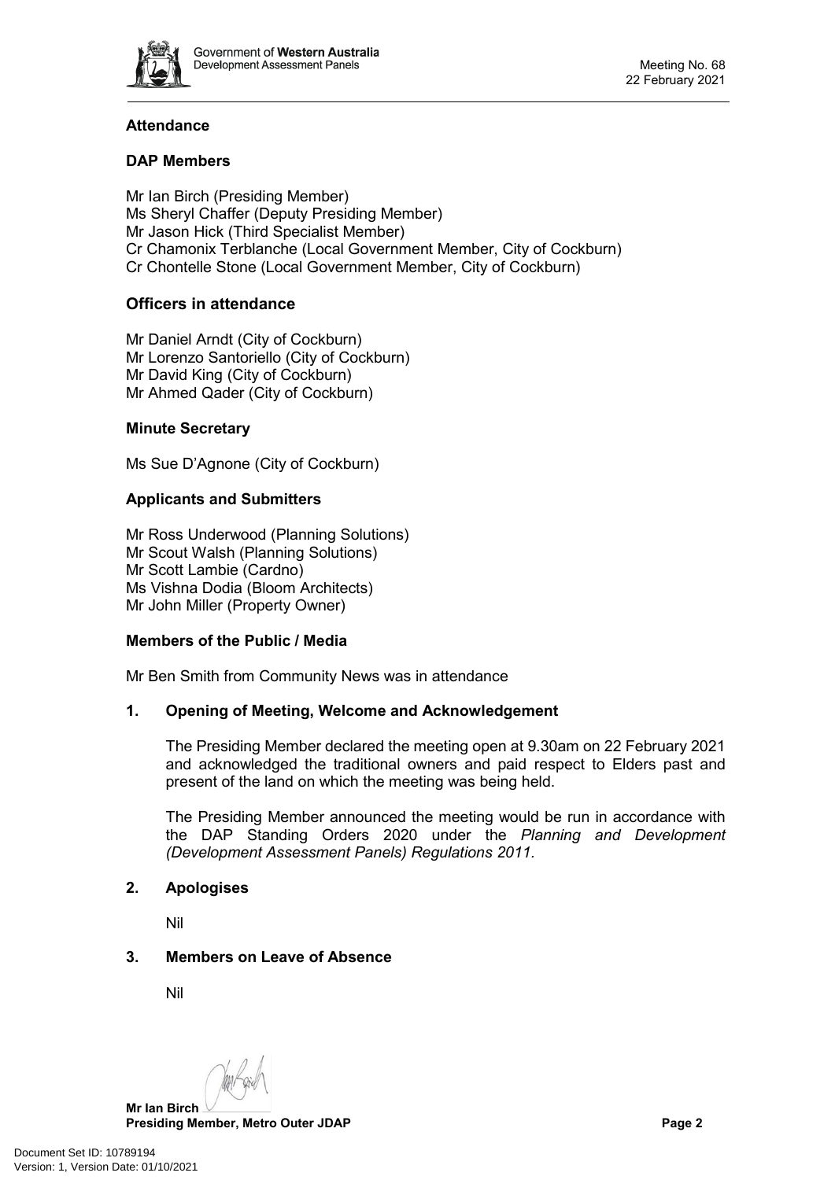## Attendance

### DAP Members

Mr Ian Birch (Presiding Member)
Ms Sheryl Chaffer (Deputy Presiding Member)
Mr Jason Hick (Third Specialist Member)
Cr Chamonix Terblanche (Local Government Member, City of Cockburn)
Cr Chontelle Stone (Local Government Member, City of Cockburn)

### Officers in attendance

Mr Daniel Arndt (City of Cockburn)
Mr Lorenzo Santoriello (City of Cockburn)
Mr David King (City of Cockburn)
Mr Ahmed Qader (City of Cockburn)

### Minute Secretary

Ms Sue D'Agnone (City of Cockburn)

### Applicants and Submitters

Mr Ross Underwood (Planning Solutions)
Mr Scout Walsh (Planning Solutions)
Mr Scott Lambie (Cardno)
Ms Vishna Dodia (Bloom Architects)
Mr John Miller (Property Owner)

### Members of the Public / Media

Mr Ben Smith from Community News was in attendance

## 1. Opening of Meeting, Welcome and Acknowledgement

The Presiding Member declared the meeting open at 9.30am on 22 February 2021 and acknowledged the traditional owners and paid respect to Elders past and present of the land on which the meeting was being held.

The Presiding Member announced the meeting would be run in accordance with the DAP Standing Orders 2020 under the *Planning and Development (Development Assessment Panels) Regulations 2011.*

## 2. Apologises

Nil

## 3. Members on Leave of Absence

Nil

**Mr Ian Birch**
**Presiding Member, Metro Outer JDAP**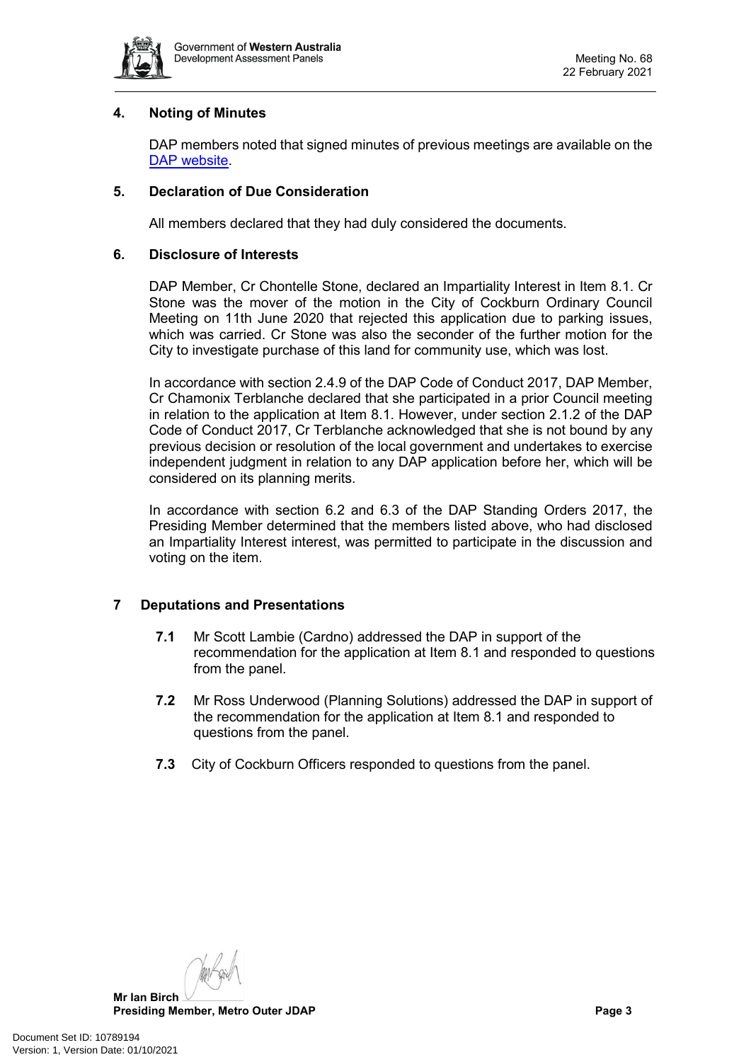## 4. Noting of Minutes

DAP members noted that signed minutes of previous meetings are available on the DAP website.

## 5. Declaration of Due Consideration

All members declared that they had duly considered the documents.

## 6. Disclosure of Interests

DAP Member, Cr Chontelle Stone, declared an Impartiality Interest in Item 8.1. Cr Stone was the mover of the motion in the City of Cockburn Ordinary Council Meeting on 11th June 2020 that rejected this application due to parking issues, which was carried. Cr Stone was also the seconder of the further motion for the City to investigate purchase of this land for community use, which was lost.

In accordance with section 2.4.9 of the DAP Code of Conduct 2017, DAP Member, Cr Chamonix Terblanche declared that she participated in a prior Council meeting in relation to the application at Item 8.1. However, under section 2.1.2 of the DAP Code of Conduct 2017, Cr Terblanche acknowledged that she is not bound by any previous decision or resolution of the local government and undertakes to exercise independent judgment in relation to any DAP application before her, which will be considered on its planning merits.

In accordance with section 6.2 and 6.3 of the DAP Standing Orders 2017, the Presiding Member determined that the members listed above, who had disclosed an Impartiality Interest interest, was permitted to participate in the discussion and voting on the item.

## 7 Deputations and Presentations

**7.1** Mr Scott Lambie (Cardno) addressed the DAP in support of the recommendation for the application at Item 8.1 and responded to questions from the panel.

**7.2** Mr Ross Underwood (Planning Solutions) addressed the DAP in support of the recommendation for the application at Item 8.1 and responded to questions from the panel.

**7.3** City of Cockburn Officers responded to questions from the panel.

**Mr Ian Birch**
**Presiding Member, Metro Outer JDAP**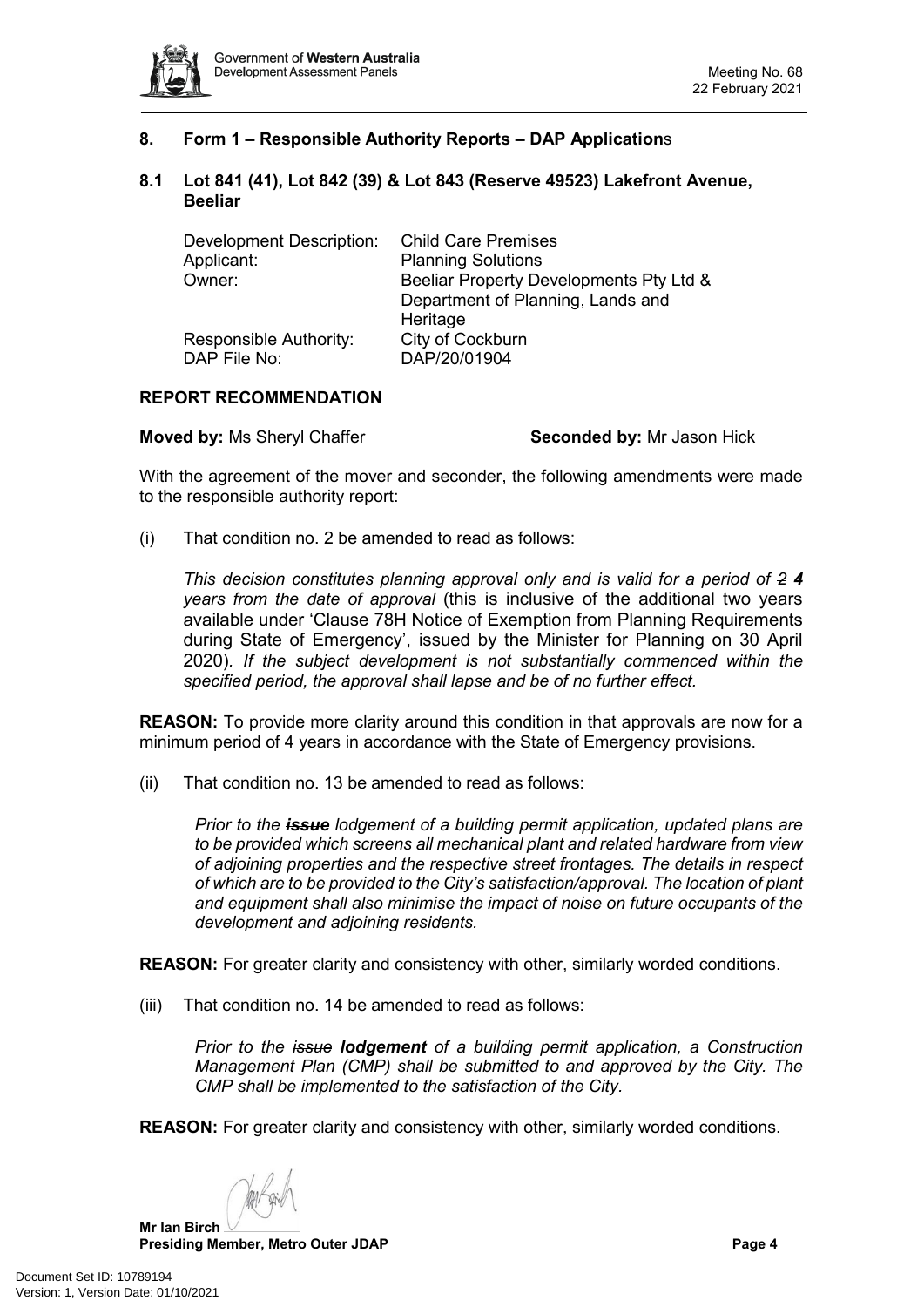## 8. Form 1 – Responsible Authority Reports – DAP Applications

### 8.1 Lot 841 (41), Lot 842 (39) & Lot 843 (Reserve 49523) Lakefront Avenue, Beeliar

| | |
|---|---|
| Development Description: | Child Care Premises |
| Applicant: | Planning Solutions |
| Owner: | Beeliar Property Developments Pty Ltd & Department of Planning, Lands and Heritage |
| Responsible Authority: | City of Cockburn |
| DAP File No: | DAP/20/01904 |

**REPORT RECOMMENDATION**

**Moved by:** Ms Sheryl Chaffer **Seconded by:** Mr Jason Hick

With the agreement of the mover and seconder, the following amendments were made to the responsible authority report:

(i) That condition no. 2 be amended to read as follows:

*This decision constitutes planning approval only and is valid for a period of ~~2~~ **4** years from the date of approval* (this is inclusive of the additional two years available under 'Clause 78H Notice of Exemption from Planning Requirements during State of Emergency', issued by the Minister for Planning on 30 April 2020). *If the subject development is not substantially commenced within the specified period, the approval shall lapse and be of no further effect.*

**REASON:** To provide more clarity around this condition in that approvals are now for a minimum period of 4 years in accordance with the State of Emergency provisions.

(ii) That condition no. 13 be amended to read as follows:

*Prior to the **~~issue~~** lodgement of a building permit application, updated plans are to be provided which screens all mechanical plant and related hardware from view of adjoining properties and the respective street frontages. The details in respect of which are to be provided to the City's satisfaction/approval. The location of plant and equipment shall also minimise the impact of noise on future occupants of the development and adjoining residents.*

**REASON:** For greater clarity and consistency with other, similarly worded conditions.

(iii) That condition no. 14 be amended to read as follows:

*Prior to the ~~issue~~ **lodgement** of a building permit application, a Construction Management Plan (CMP) shall be submitted to and approved by the City. The CMP shall be implemented to the satisfaction of the City.*

**REASON:** For greater clarity and consistency with other, similarly worded conditions.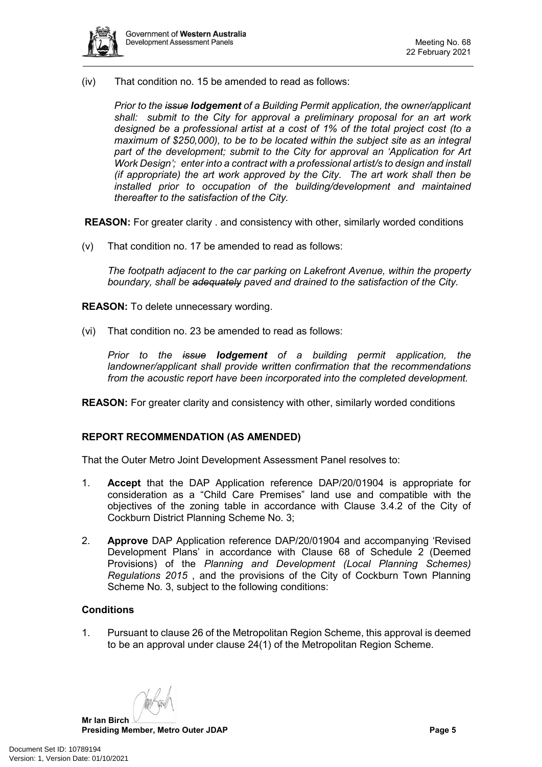(iv) That condition no. 15 be amended to read as follows:

*Prior to the ~~issue~~ **lodgement** of a Building Permit application, the owner/applicant shall: submit to the City for approval a preliminary proposal for an art work designed be a professional artist at a cost of 1% of the total project cost (to a maximum of $250,000), to be to be located within the subject site as an integral part of the development; submit to the City for approval an 'Application for Art Work Design'; enter into a contract with a professional artist/s to design and install (if appropriate) the art work approved by the City. The art work shall then be installed prior to occupation of the building/development and maintained thereafter to the satisfaction of the City.*

**REASON:** For greater clarity . and consistency with other, similarly worded conditions

(v) That condition no. 17 be amended to read as follows:

*The footpath adjacent to the car parking on Lakefront Avenue, within the property boundary, shall be ~~adequately~~ paved and drained to the satisfaction of the City.*

**REASON:** To delete unnecessary wording.

(vi) That condition no. 23 be amended to read as follows:

*Prior to the ~~issue~~ **lodgement** of a building permit application, the landowner/applicant shall provide written confirmation that the recommendations from the acoustic report have been incorporated into the completed development.*

**REASON:** For greater clarity and consistency with other, similarly worded conditions

## REPORT RECOMMENDATION (AS AMENDED)

That the Outer Metro Joint Development Assessment Panel resolves to:

1. **Accept** that the DAP Application reference DAP/20/01904 is appropriate for consideration as a "Child Care Premises" land use and compatible with the objectives of the zoning table in accordance with Clause 3.4.2 of the City of Cockburn District Planning Scheme No. 3;

2. **Approve** DAP Application reference DAP/20/01904 and accompanying 'Revised Development Plans' in accordance with Clause 68 of Schedule 2 (Deemed Provisions) of the *Planning and Development (Local Planning Schemes) Regulations 2015* , and the provisions of the City of Cockburn Town Planning Scheme No. 3, subject to the following conditions:

### Conditions

1. Pursuant to clause 26 of the Metropolitan Region Scheme, this approval is deemed to be an approval under clause 24(1) of the Metropolitan Region Scheme.

**Mr Ian Birch**
**Presiding Member, Metro Outer JDAP**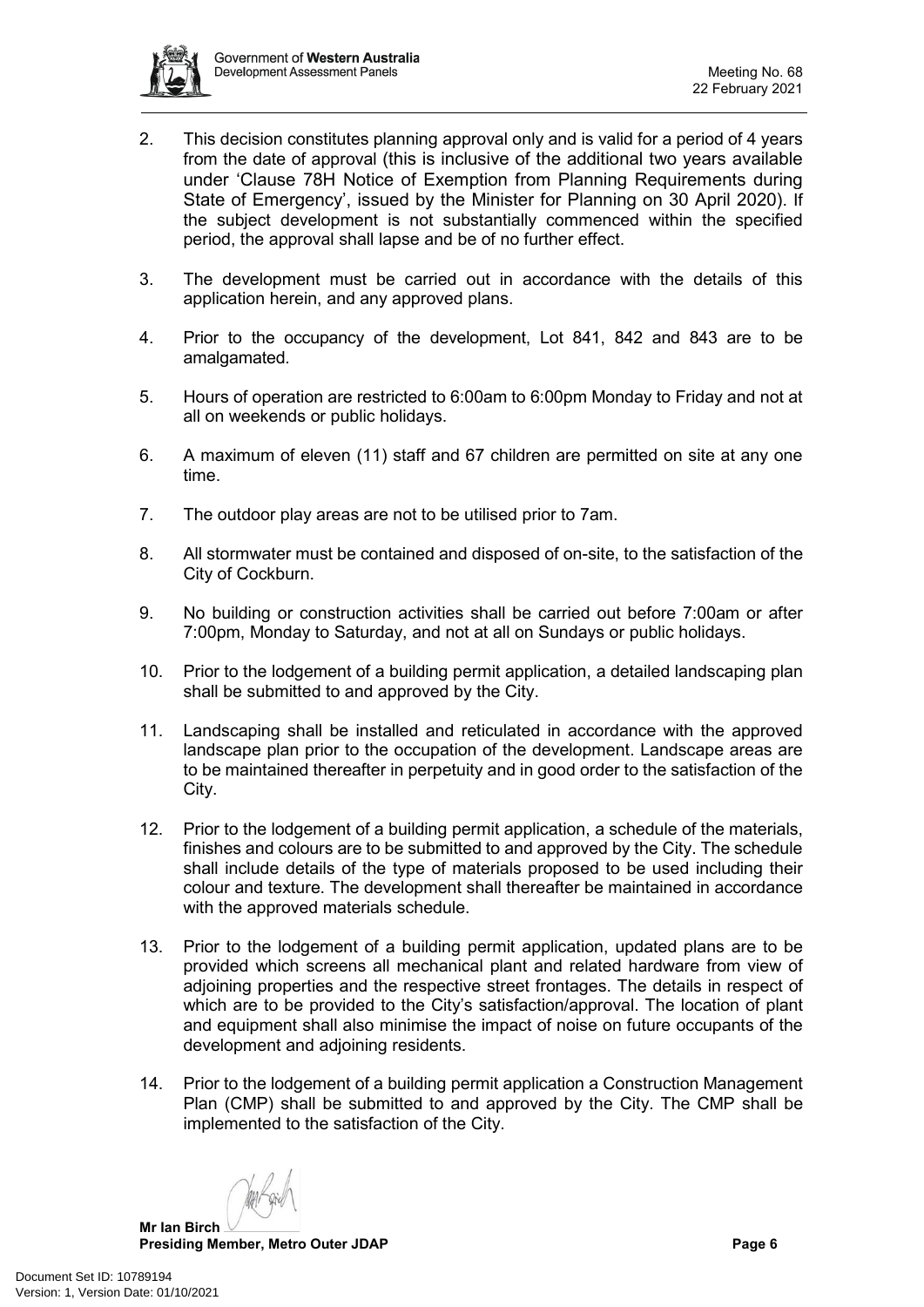2. This decision constitutes planning approval only and is valid for a period of 4 years from the date of approval (this is inclusive of the additional two years available under 'Clause 78H Notice of Exemption from Planning Requirements during State of Emergency', issued by the Minister for Planning on 30 April 2020). If the subject development is not substantially commenced within the specified period, the approval shall lapse and be of no further effect.

3. The development must be carried out in accordance with the details of this application herein, and any approved plans.

4. Prior to the occupancy of the development, Lot 841, 842 and 843 are to be amalgamated.

5. Hours of operation are restricted to 6:00am to 6:00pm Monday to Friday and not at all on weekends or public holidays.

6. A maximum of eleven (11) staff and 67 children are permitted on site at any one time.

7. The outdoor play areas are not to be utilised prior to 7am.

8. All stormwater must be contained and disposed of on-site, to the satisfaction of the City of Cockburn.

9. No building or construction activities shall be carried out before 7:00am or after 7:00pm, Monday to Saturday, and not at all on Sundays or public holidays.

10. Prior to the lodgement of a building permit application, a detailed landscaping plan shall be submitted to and approved by the City.

11. Landscaping shall be installed and reticulated in accordance with the approved landscape plan prior to the occupation of the development. Landscape areas are to be maintained thereafter in perpetuity and in good order to the satisfaction of the City.

12. Prior to the lodgement of a building permit application, a schedule of the materials, finishes and colours are to be submitted to and approved by the City. The schedule shall include details of the type of materials proposed to be used including their colour and texture. The development shall thereafter be maintained in accordance with the approved materials schedule.

13. Prior to the lodgement of a building permit application, updated plans are to be provided which screens all mechanical plant and related hardware from view of adjoining properties and the respective street frontages. The details in respect of which are to be provided to the City's satisfaction/approval. The location of plant and equipment shall also minimise the impact of noise on future occupants of the development and adjoining residents.

14. Prior to the lodgement of a building permit application a Construction Management Plan (CMP) shall be submitted to and approved by the City. The CMP shall be implemented to the satisfaction of the City.

**Mr Ian Birch**
**Presiding Member, Metro Outer JDAP**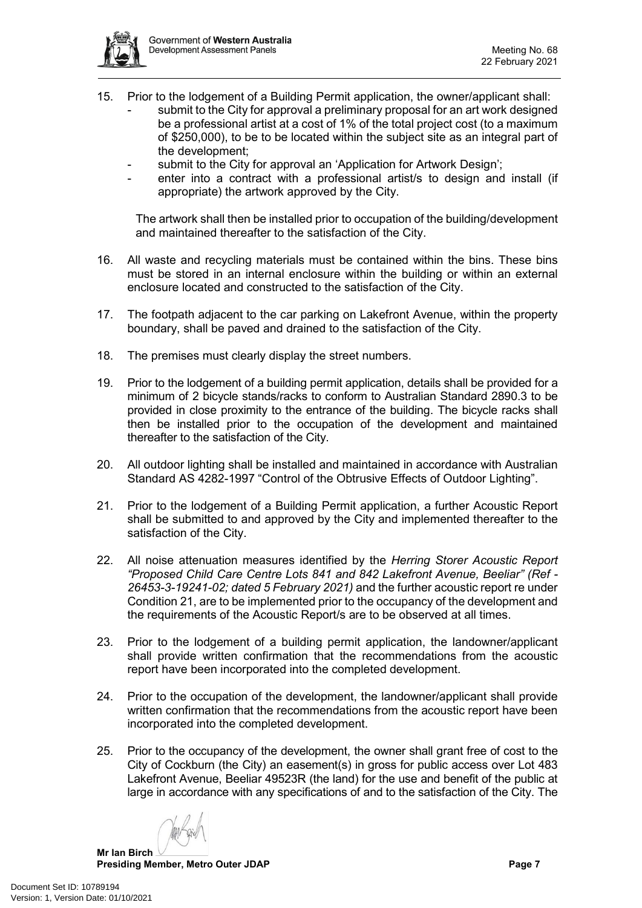15. Prior to the lodgement of a Building Permit application, the owner/applicant shall:
    - submit to the City for approval a preliminary proposal for an art work designed be a professional artist at a cost of 1% of the total project cost (to a maximum of $250,000), to be to be located within the subject site as an integral part of the development;
    - submit to the City for approval an 'Application for Artwork Design';
    - enter into a contract with a professional artist/s to design and install (if appropriate) the artwork approved by the City.

    The artwork shall then be installed prior to occupation of the building/development and maintained thereafter to the satisfaction of the City.

16. All waste and recycling materials must be contained within the bins. These bins must be stored in an internal enclosure within the building or within an external enclosure located and constructed to the satisfaction of the City.

17. The footpath adjacent to the car parking on Lakefront Avenue, within the property boundary, shall be paved and drained to the satisfaction of the City.

18. The premises must clearly display the street numbers.

19. Prior to the lodgement of a building permit application, details shall be provided for a minimum of 2 bicycle stands/racks to conform to Australian Standard 2890.3 to be provided in close proximity to the entrance of the building. The bicycle racks shall then be installed prior to the occupation of the development and maintained thereafter to the satisfaction of the City.

20. All outdoor lighting shall be installed and maintained in accordance with Australian Standard AS 4282-1997 "Control of the Obtrusive Effects of Outdoor Lighting".

21. Prior to the lodgement of a Building Permit application, a further Acoustic Report shall be submitted to and approved by the City and implemented thereafter to the satisfaction of the City.

22. All noise attenuation measures identified by the *Herring Storer Acoustic Report "Proposed Child Care Centre Lots 841 and 842 Lakefront Avenue, Beeliar" (Ref - 26453-3-19241-02; dated 5 February 2021)* and the further acoustic report re under Condition 21, are to be implemented prior to the occupancy of the development and the requirements of the Acoustic Report/s are to be observed at all times.

23. Prior to the lodgement of a building permit application, the landowner/applicant shall provide written confirmation that the recommendations from the acoustic report have been incorporated into the completed development.

24. Prior to the occupation of the development, the landowner/applicant shall provide written confirmation that the recommendations from the acoustic report have been incorporated into the completed development.

25. Prior to the occupancy of the development, the owner shall grant free of cost to the City of Cockburn (the City) an easement(s) in gross for public access over Lot 483 Lakefront Avenue, Beeliar 49523R (the land) for the use and benefit of the public at large in accordance with any specifications of and to the satisfaction of the City. The

**Mr Ian Birch**
**Presiding Member, Metro Outer JDAP**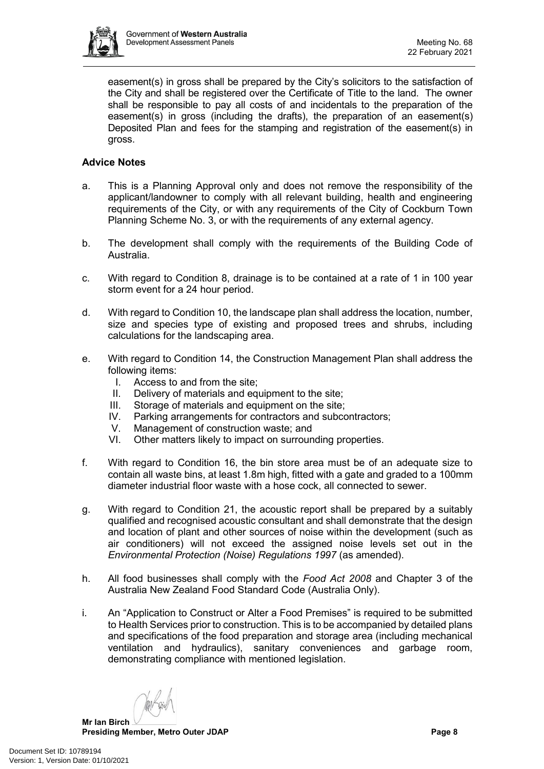easement(s) in gross shall be prepared by the City's solicitors to the satisfaction of the City and shall be registered over the Certificate of Title to the land. The owner shall be responsible to pay all costs of and incidentals to the preparation of the easement(s) in gross (including the drafts), the preparation of an easement(s) Deposited Plan and fees for the stamping and registration of the easement(s) in gross.

**Advice Notes**

a. This is a Planning Approval only and does not remove the responsibility of the applicant/landowner to comply with all relevant building, health and engineering requirements of the City, or with any requirements of the City of Cockburn Town Planning Scheme No. 3, or with the requirements of any external agency.

b. The development shall comply with the requirements of the Building Code of Australia.

c. With regard to Condition 8, drainage is to be contained at a rate of 1 in 100 year storm event for a 24 hour period.

d. With regard to Condition 10, the landscape plan shall address the location, number, size and species type of existing and proposed trees and shrubs, including calculations for the landscaping area.

e. With regard to Condition 14, the Construction Management Plan shall address the following items:
   I. Access to and from the site;
   II. Delivery of materials and equipment to the site;
   III. Storage of materials and equipment on the site;
   IV. Parking arrangements for contractors and subcontractors;
   V. Management of construction waste; and
   VI. Other matters likely to impact on surrounding properties.

f. With regard to Condition 16, the bin store area must be of an adequate size to contain all waste bins, at least 1.8m high, fitted with a gate and graded to a 100mm diameter industrial floor waste with a hose cock, all connected to sewer.

g. With regard to Condition 21, the acoustic report shall be prepared by a suitably qualified and recognised acoustic consultant and shall demonstrate that the design and location of plant and other sources of noise within the development (such as air conditioners) will not exceed the assigned noise levels set out in the *Environmental Protection (Noise) Regulations 1997* (as amended).

h. All food businesses shall comply with the *Food Act 2008* and Chapter 3 of the Australia New Zealand Food Standard Code (Australia Only).

i. An "Application to Construct or Alter a Food Premises" is required to be submitted to Health Services prior to construction. This is to be accompanied by detailed plans and specifications of the food preparation and storage area (including mechanical ventilation and hydraulics), sanitary conveniences and garbage room, demonstrating compliance with mentioned legislation.

**Mr Ian Birch**
**Presiding Member, Metro Outer JDAP**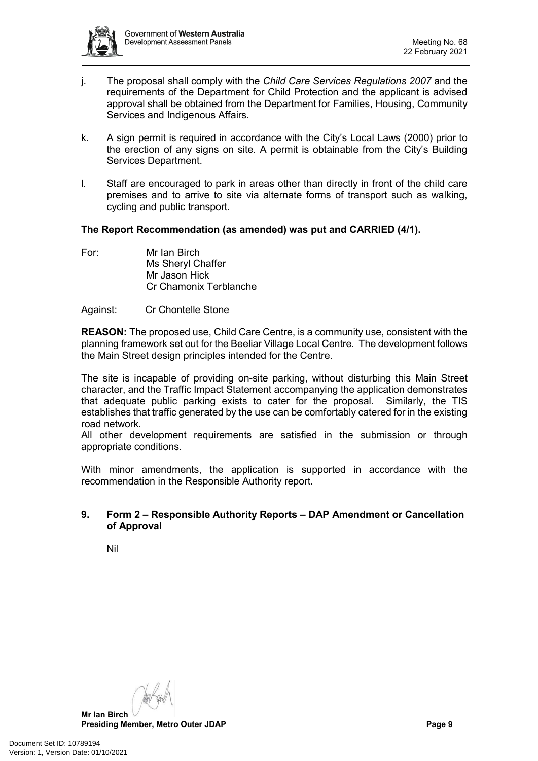j. The proposal shall comply with the *Child Care Services Regulations 2007* and the requirements of the Department for Child Protection and the applicant is advised approval shall be obtained from the Department for Families, Housing, Community Services and Indigenous Affairs.

k. A sign permit is required in accordance with the City's Local Laws (2000) prior to the erection of any signs on site. A permit is obtainable from the City's Building Services Department.

l. Staff are encouraged to park in areas other than directly in front of the child care premises and to arrive to site via alternate forms of transport such as walking, cycling and public transport.

**The Report Recommendation (as amended) was put and CARRIED (4/1).**

For: Mr Ian Birch
Ms Sheryl Chaffer
Mr Jason Hick
Cr Chamonix Terblanche

Against: Cr Chontelle Stone

**REASON:** The proposed use, Child Care Centre, is a community use, consistent with the planning framework set out for the Beeliar Village Local Centre. The development follows the Main Street design principles intended for the Centre.

The site is incapable of providing on-site parking, without disturbing this Main Street character, and the Traffic Impact Statement accompanying the application demonstrates that adequate public parking exists to cater for the proposal. Similarly, the TIS establishes that traffic generated by the use can be comfortably catered for in the existing road network.

All other development requirements are satisfied in the submission or through appropriate conditions.

With minor amendments, the application is supported in accordance with the recommendation in the Responsible Authority report.

## 9. Form 2 – Responsible Authority Reports – DAP Amendment or Cancellation of Approval

Nil

**Mr Ian Birch**
**Presiding Member, Metro Outer JDAP**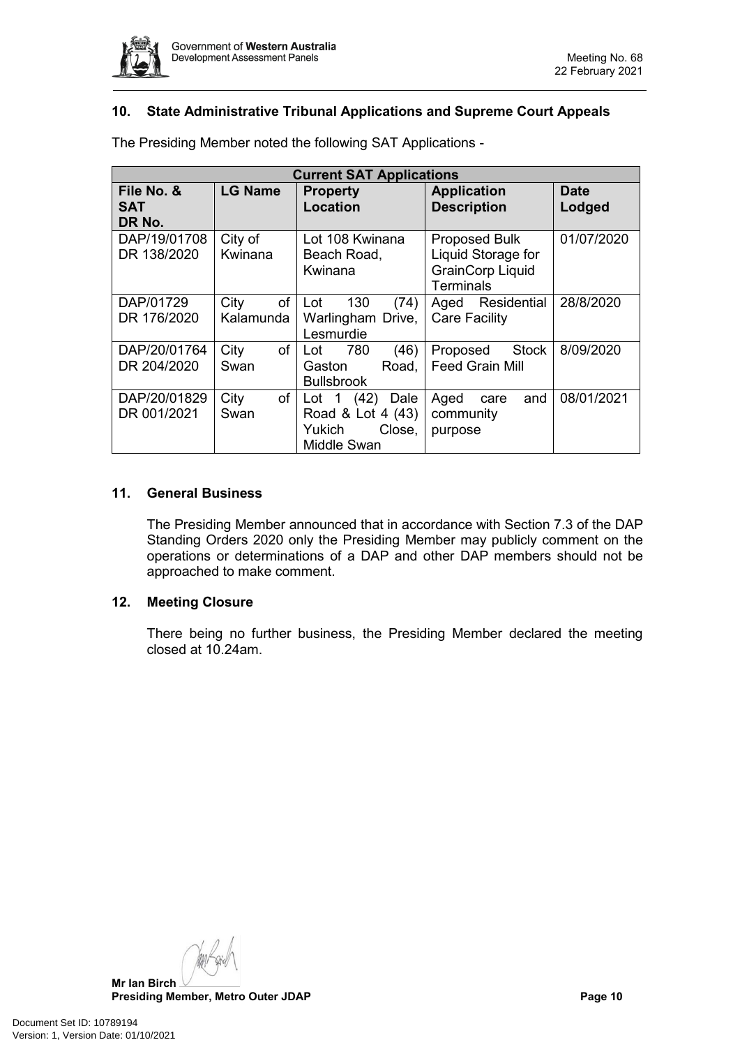## 10. State Administrative Tribunal Applications and Supreme Court Appeals

The Presiding Member noted the following SAT Applications -

| Current SAT Applications | | | | |
|---|---|---|---|---|
| **File No. & SAT DR No.** | **LG Name** | **Property Location** | **Application Description** | **Date Lodged** |
| DAP/19/01708 DR 138/2020 | City of Kwinana | Lot 108 Kwinana Beach Road, Kwinana | Proposed Bulk Liquid Storage for GrainCorp Liquid Terminals | 01/07/2020 |
| DAP/01729 DR 176/2020 | City of Kalamunda | Lot 130 (74) Warlingham Drive, Lesmurdie | Aged Residential Care Facility | 28/8/2020 |
| DAP/20/01764 DR 204/2020 | City of Swan | Lot 780 (46) Gaston Road, Bullsbrook | Proposed Stock Feed Grain Mill | 8/09/2020 |
| DAP/20/01829 DR 001/2021 | City of Swan | Lot 1 (42) Dale Road & Lot 4 (43) Yukich Close, Middle Swan | Aged care and community purpose | 08/01/2021 |

## 11. General Business

The Presiding Member announced that in accordance with Section 7.3 of the DAP Standing Orders 2020 only the Presiding Member may publicly comment on the operations or determinations of a DAP and other DAP members should not be approached to make comment.

## 12. Meeting Closure

There being no further business, the Presiding Member declared the meeting closed at 10.24am.

**Mr Ian Birch**
**Presiding Member, Metro Outer JDAP**